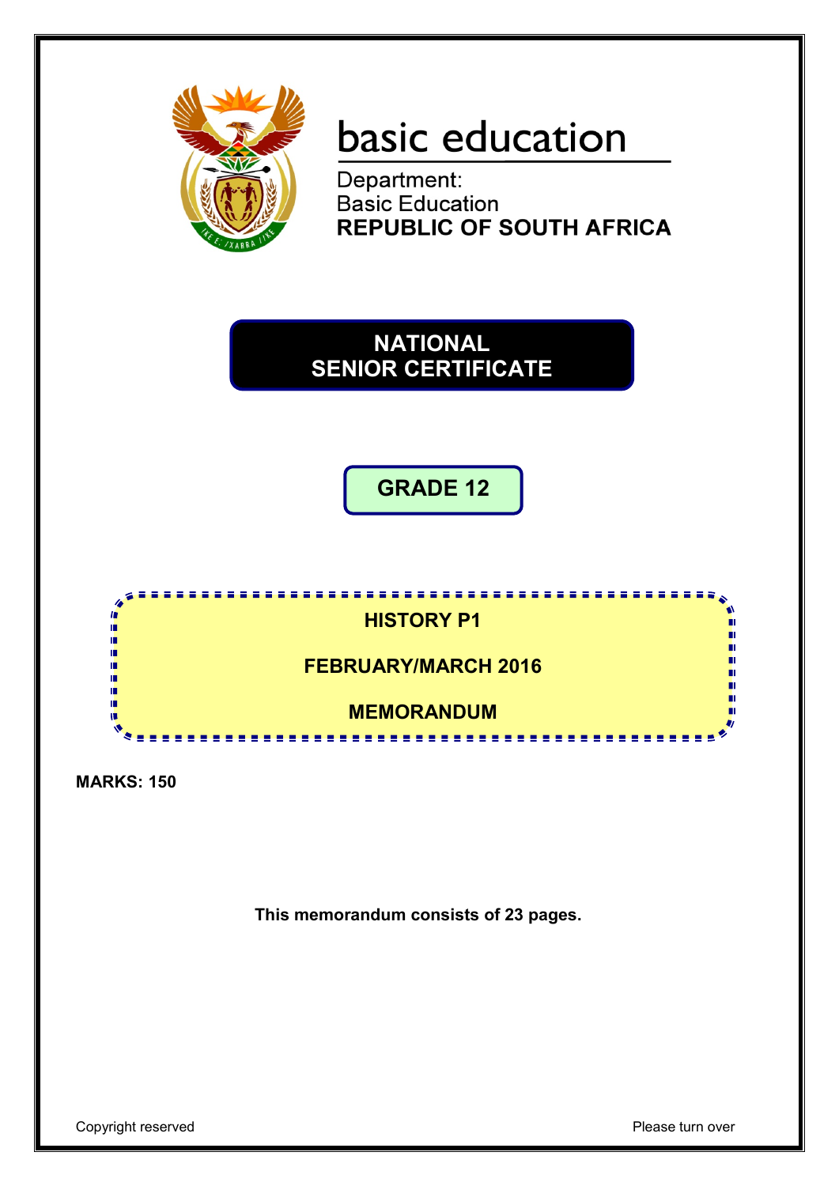basic education

Department:
Basic Education
**REPUBLIC OF SOUTH AFRICA**

# NATIONAL SENIOR CERTIFICATE

## GRADE 12

## HISTORY P1

## FEBRUARY/MARCH 2016

## MEMORANDUM

**MARKS: 150**

**This memorandum consists of 23 pages.**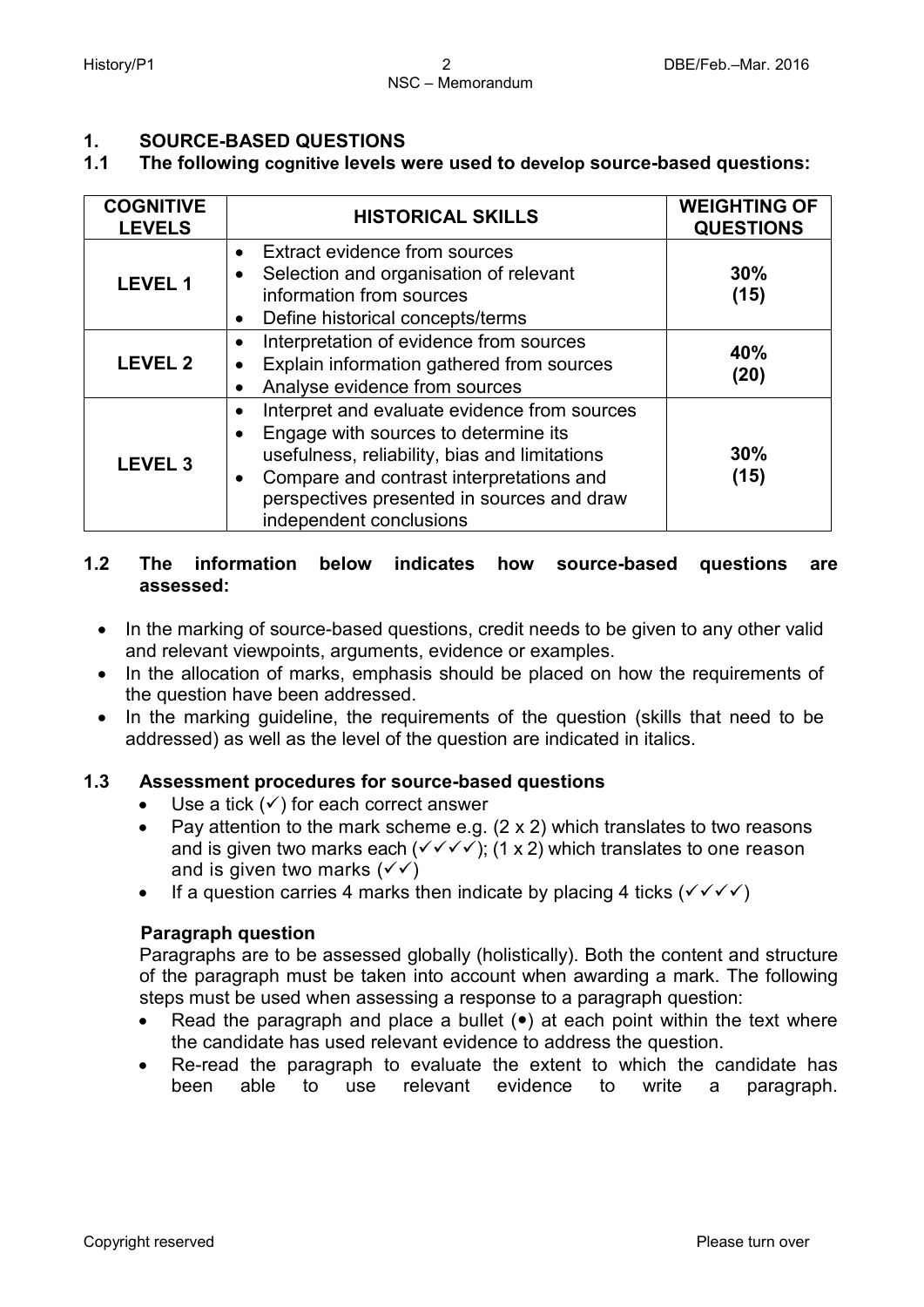## 1. SOURCE-BASED QUESTIONS

### 1.1 The following cognitive levels were used to develop source-based questions:

| COGNITIVE LEVELS | HISTORICAL SKILLS | WEIGHTING OF QUESTIONS |
|---|---|---|
| **LEVEL 1** | • Extract evidence from sources<br>• Selection and organisation of relevant information from sources<br>• Define historical concepts/terms | **30% (15)** |
| **LEVEL 2** | • Interpretation of evidence from sources<br>• Explain information gathered from sources<br>• Analyse evidence from sources | **40% (20)** |
| **LEVEL 3** | • Interpret and evaluate evidence from sources<br>• Engage with sources to determine its usefulness, reliability, bias and limitations<br>• Compare and contrast interpretations and perspectives presented in sources and draw independent conclusions | **30% (15)** |

### 1.2 The information below indicates how source-based questions are assessed:

- In the marking of source-based questions, credit needs to be given to any other valid and relevant viewpoints, arguments, evidence or examples.
- In the allocation of marks, emphasis should be placed on how the requirements of the question have been addressed.
- In the marking guideline, the requirements of the question (skills that need to be addressed) as well as the level of the question are indicated in italics.

### 1.3 Assessment procedures for source-based questions

- Use a tick (✓) for each correct answer
- Pay attention to the mark scheme e.g. (2 x 2) which translates to two reasons and is given two marks each (✓✓✓✓); (1 x 2) which translates to one reason and is given two marks (✓✓)
- If a question carries 4 marks then indicate by placing 4 ticks (✓✓✓✓)

**Paragraph question**

Paragraphs are to be assessed globally (holistically). Both the content and structure of the paragraph must be taken into account when awarding a mark. The following steps must be used when assessing a response to a paragraph question:

- Read the paragraph and place a bullet (•) at each point within the text where the candidate has used relevant evidence to address the question.
- Re-read the paragraph to evaluate the extent to which the candidate has been able to use relevant evidence to write a paragraph.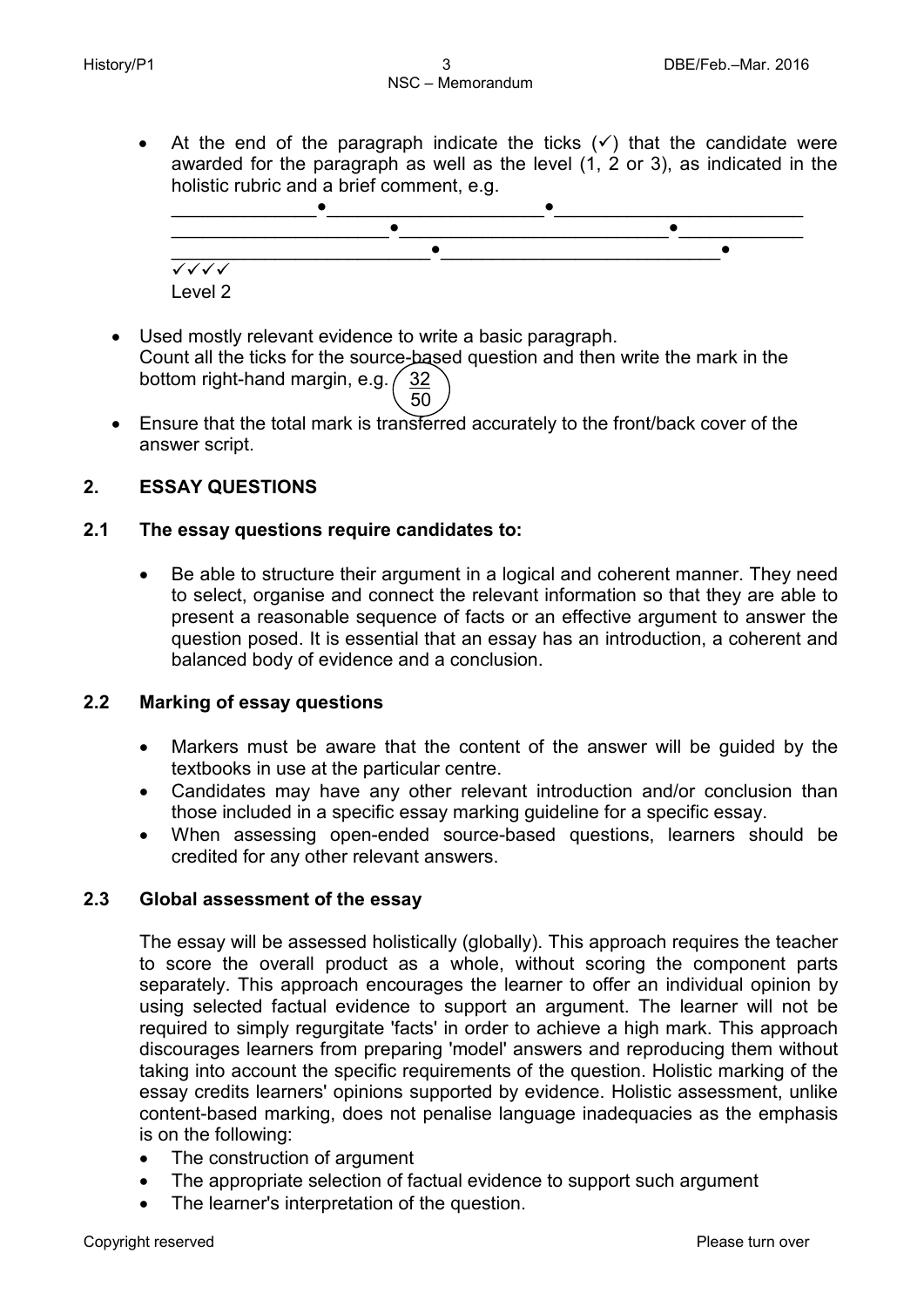- At the end of the paragraph indicate the ticks (✓) that the candidate were awarded for the paragraph as well as the level (1, 2 or 3), as indicated in the holistic rubric and a brief comment, e.g.

  ______________•____________________•_______________________
  ____________________•_________________________•____________
  ________________________•__________________________•

  ✓✓✓✓
  
  Level 2

- Used mostly relevant evidence to write a basic paragraph.
  Count all the ticks for the source-based question and then write the mark in the bottom right-hand margin, e.g. 32/50
- Ensure that the total mark is transferred accurately to the front/back cover of the answer script.

## 2. ESSAY QUESTIONS

### 2.1 The essay questions require candidates to:

- Be able to structure their argument in a logical and coherent manner. They need to select, organise and connect the relevant information so that they are able to present a reasonable sequence of facts or an effective argument to answer the question posed. It is essential that an essay has an introduction, a coherent and balanced body of evidence and a conclusion.

### 2.2 Marking of essay questions

- Markers must be aware that the content of the answer will be guided by the textbooks in use at the particular centre.
- Candidates may have any other relevant introduction and/or conclusion than those included in a specific essay marking guideline for a specific essay.
- When assessing open-ended source-based questions, learners should be credited for any other relevant answers.

### 2.3 Global assessment of the essay

The essay will be assessed holistically (globally). This approach requires the teacher to score the overall product as a whole, without scoring the component parts separately. This approach encourages the learner to offer an individual opinion by using selected factual evidence to support an argument. The learner will not be required to simply regurgitate 'facts' in order to achieve a high mark. This approach discourages learners from preparing 'model' answers and reproducing them without taking into account the specific requirements of the question. Holistic marking of the essay credits learners' opinions supported by evidence. Holistic assessment, unlike content-based marking, does not penalise language inadequacies as the emphasis is on the following:

- The construction of argument
- The appropriate selection of factual evidence to support such argument
- The learner's interpretation of the question.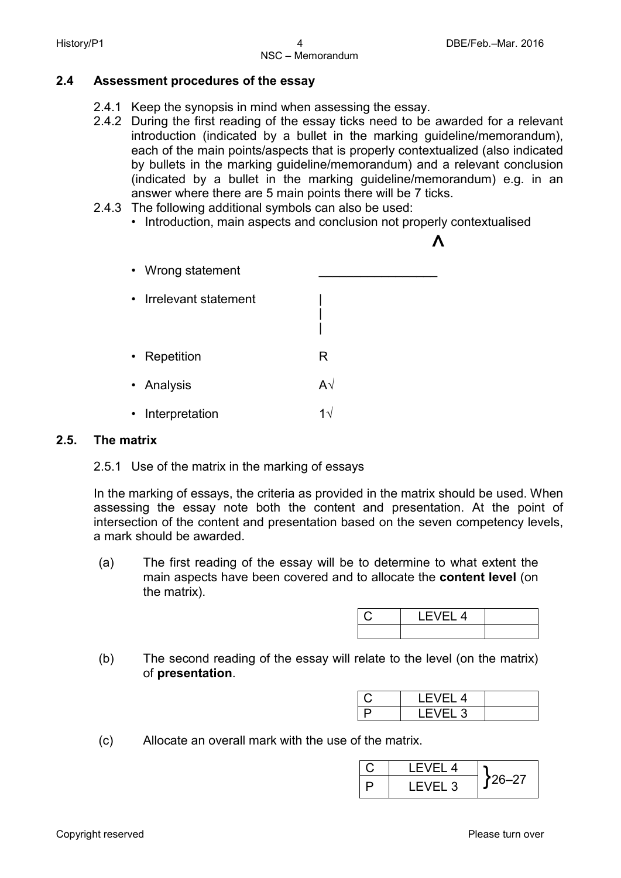### 2.4 Assessment procedures of the essay

2.4.1 Keep the synopsis in mind when assessing the essay.

2.4.2 During the first reading of the essay ticks need to be awarded for a relevant introduction (indicated by a bullet in the marking guideline/memorandum), each of the main points/aspects that is properly contextualized (also indicated by bullets in the marking guideline/memorandum) and a relevant conclusion (indicated by a bullet in the marking guideline/memorandum) e.g. in an answer where there are 5 main points there will be 7 ticks.

2.4.3 The following additional symbols can also be used:

- Introduction, main aspects and conclusion not properly contextualised — ^
- Wrong statement — \_\_\_\_\_\_\_\_\_\_\_\_\_\_\_\_\_
- Irrelevant statement — |
- Repetition — R
- Analysis — A√
- Interpretation — 1√

### 2.5. The matrix

2.5.1 Use of the matrix in the marking of essays

In the marking of essays, the criteria as provided in the matrix should be used. When assessing the essay note both the content and presentation. At the point of intersection of the content and presentation based on the seven competency levels, a mark should be awarded.

(a) The first reading of the essay will be to determine to what extent the main aspects have been covered and to allocate the **content level** (on the matrix).

| C | LEVEL 4 | |
|---|---|---|
| | | |

(b) The second reading of the essay will relate to the level (on the matrix) of **presentation**.

| C | LEVEL 4 | |
|---|---|---|
| P | LEVEL 3 | |

(c) Allocate an overall mark with the use of the matrix.

| C | LEVEL 4 | } 26–27 |
|---|---|---|
| P | LEVEL 3 | |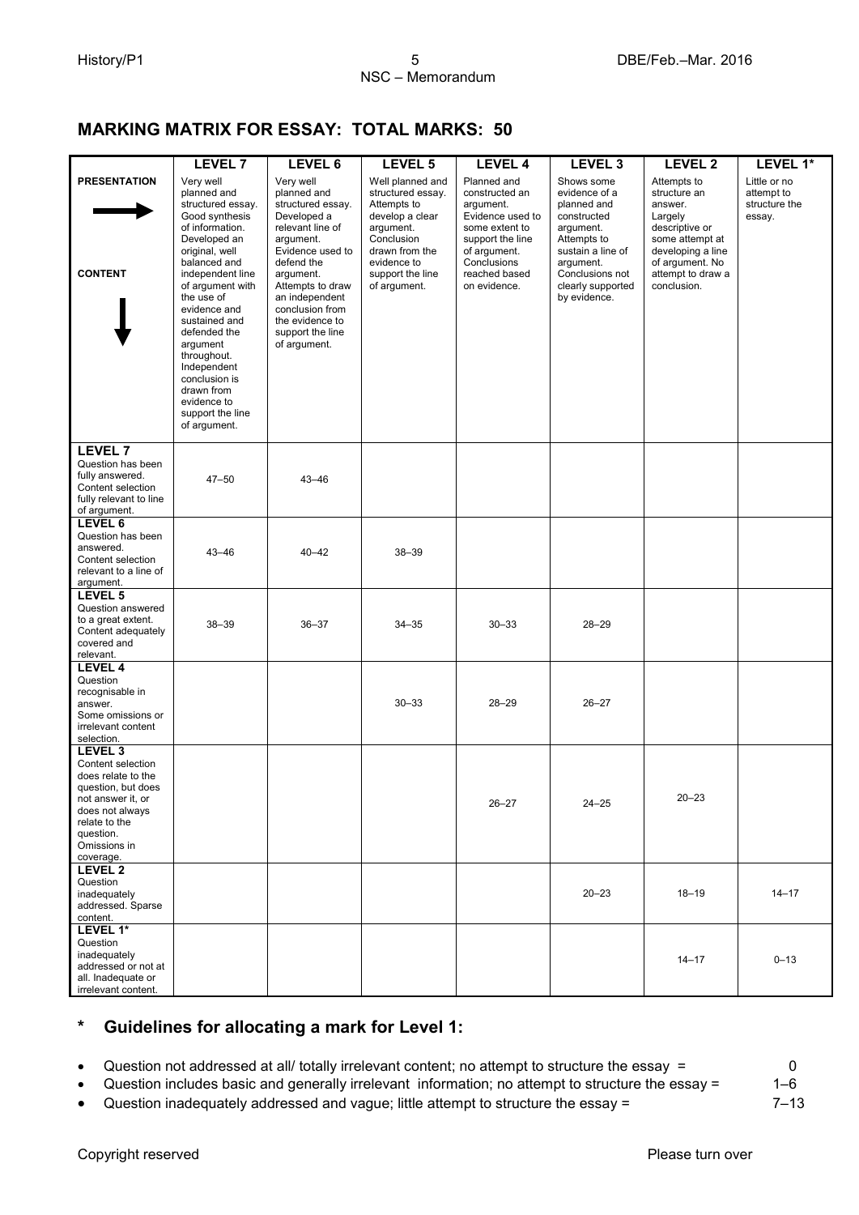## MARKING MATRIX FOR ESSAY: TOTAL MARKS: 50

| | LEVEL 7 | LEVEL 6 | LEVEL 5 | LEVEL 4 | LEVEL 3 | LEVEL 2 | LEVEL 1* |
|---|---|---|---|---|---|---|---|
| **PRESENTATION** → <br><br> **CONTENT** ↓ | Very well planned and structured essay. Good synthesis of information. Developed an original, well balanced and independent line of argument with the use of evidence and sustained and defended the argument throughout. Independent conclusion is drawn from evidence to support the line of argument. | Very well planned and structured essay. Developed a relevant line of argument. Evidence used to defend the argument. Attempts to draw an independent conclusion from the evidence to support the line of argument. | Well planned and structured essay. Attempts to develop a clear argument. Conclusion drawn from the evidence to support the line of argument. | Planned and constructed an argument. Evidence used to some extent to support the line of argument. Conclusions reached based on evidence. | Shows some evidence of a planned and constructed argument. Attempts to sustain a line of argument. Conclusions not clearly supported by evidence. | Attempts to structure an answer. Largely descriptive or some attempt at developing a line of argument. No attempt to draw a conclusion. | Little or no attempt to structure the essay. |
| **LEVEL 7** Question has been fully answered. Content selection fully relevant to line of argument. | 47–50 | 43–46 | | | | | |
| **LEVEL 6** Question has been answered. Content selection relevant to a line of argument. | 43–46 | 40–42 | 38–39 | | | | |
| **LEVEL 5** Question answered to a great extent. Content adequately covered and relevant. | 38–39 | 36–37 | 34–35 | 30–33 | 28–29 | | |
| **LEVEL 4** Question recognisable in answer. Some omissions or irrelevant content selection. | | | 30–33 | 28–29 | 26–27 | | |
| **LEVEL 3** Content selection does relate to the question, but does not answer it, or does not always relate to the question. Omissions in coverage. | | | | 26–27 | 24–25 | 20–23 | |
| **LEVEL 2** Question inadequately addressed. Sparse content. | | | | | 20–23 | 18–19 | 14–17 |
| **LEVEL 1*** Question inadequately addressed or not at all. Inadequate or irrelevant content. | | | | | | 14–17 | 0–13 |

## * Guidelines for allocating a mark for Level 1:

- Question not addressed at all/ totally irrelevant content; no attempt to structure the essay = 0
- Question includes basic and generally irrelevant information; no attempt to structure the essay = 1–6
- Question inadequately addressed and vague; little attempt to structure the essay = 7–13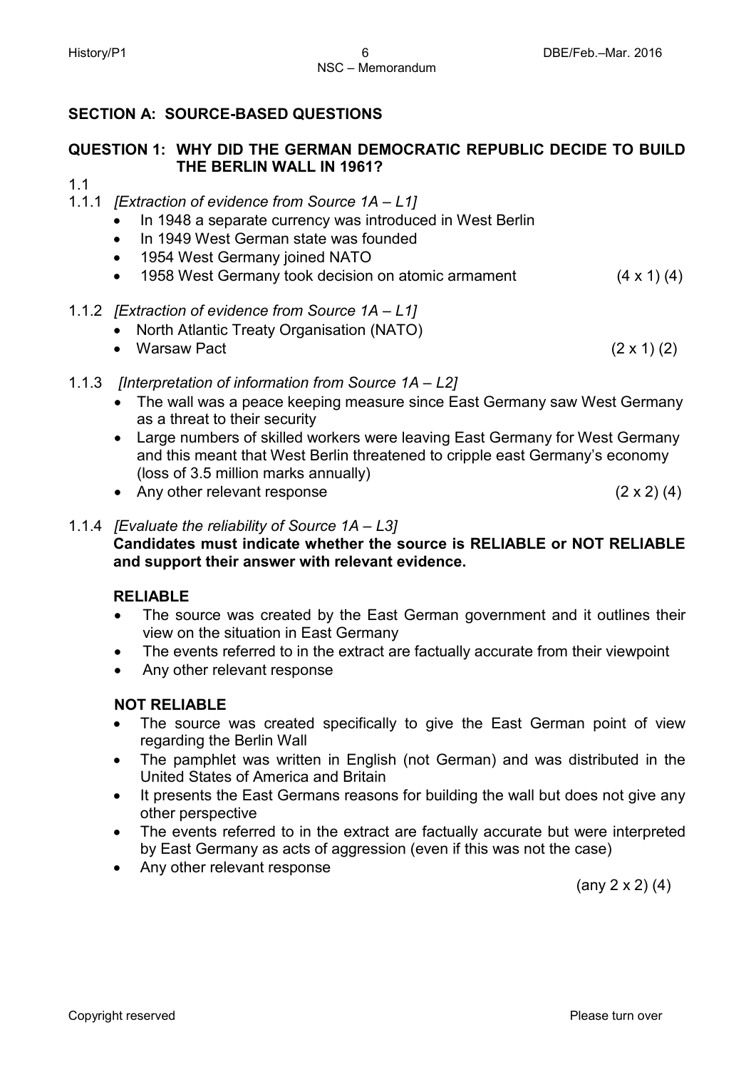## SECTION A: SOURCE-BASED QUESTIONS

### QUESTION 1: WHY DID THE GERMAN DEMOCRATIC REPUBLIC DECIDE TO BUILD THE BERLIN WALL IN 1961?

1.1

1.1.1 *[Extraction of evidence from Source 1A – L1]*

- In 1948 a separate currency was introduced in West Berlin
- In 1949 West German state was founded
- 1954 West Germany joined NATO
- 1958 West Germany took decision on atomic armament (4 x 1) (4)

1.1.2 *[Extraction of evidence from Source 1A – L1]*

- North Atlantic Treaty Organisation (NATO)
- Warsaw Pact (2 x 1) (2)

1.1.3 *[Interpretation of information from Source 1A – L2]*

- The wall was a peace keeping measure since East Germany saw West Germany as a threat to their security
- Large numbers of skilled workers were leaving East Germany for West Germany and this meant that West Berlin threatened to cripple east Germany's economy (loss of 3.5 million marks annually)
- Any other relevant response (2 x 2) (4)

1.1.4 *[Evaluate the reliability of Source 1A – L3]*

**Candidates must indicate whether the source is RELIABLE or NOT RELIABLE and support their answer with relevant evidence.**

**RELIABLE**

- The source was created by the East German government and it outlines their view on the situation in East Germany
- The events referred to in the extract are factually accurate from their viewpoint
- Any other relevant response

**NOT RELIABLE**

- The source was created specifically to give the East German point of view regarding the Berlin Wall
- The pamphlet was written in English (not German) and was distributed in the United States of America and Britain
- It presents the East Germans reasons for building the wall but does not give any other perspective
- The events referred to in the extract are factually accurate but were interpreted by East Germany as acts of aggression (even if this was not the case)
- Any other relevant response

(any 2 x 2) (4)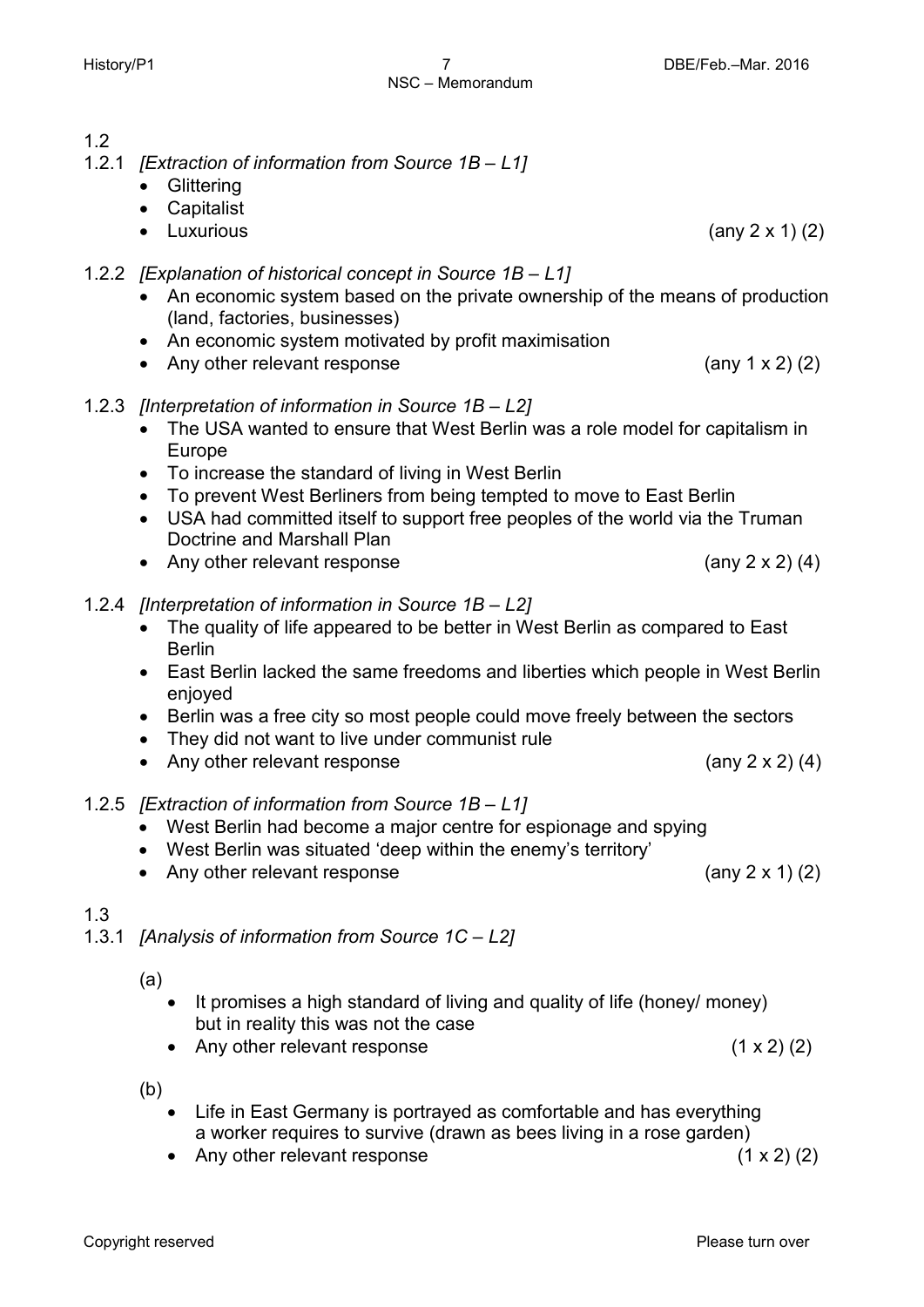1.2

1.2.1 *[Extraction of information from Source 1B – L1]*

- Glittering
- Capitalist
- Luxurious (any 2 x 1) (2)

1.2.2 *[Explanation of historical concept in Source 1B – L1]*

- An economic system based on the private ownership of the means of production (land, factories, businesses)
- An economic system motivated by profit maximisation
- Any other relevant response (any 1 x 2) (2)

1.2.3 *[Interpretation of information in Source 1B – L2]*

- The USA wanted to ensure that West Berlin was a role model for capitalism in Europe
- To increase the standard of living in West Berlin
- To prevent West Berliners from being tempted to move to East Berlin
- USA had committed itself to support free peoples of the world via the Truman Doctrine and Marshall Plan
- Any other relevant response (any 2 x 2) (4)

1.2.4 *[Interpretation of information in Source 1B – L2]*

- The quality of life appeared to be better in West Berlin as compared to East Berlin
- East Berlin lacked the same freedoms and liberties which people in West Berlin enjoyed
- Berlin was a free city so most people could move freely between the sectors
- They did not want to live under communist rule
- Any other relevant response (any 2 x 2) (4)

1.2.5 *[Extraction of information from Source 1B – L1]*

- West Berlin had become a major centre for espionage and spying
- West Berlin was situated 'deep within the enemy's territory'
- Any other relevant response (any 2 x 1) (2)

1.3

1.3.1 *[Analysis of information from Source 1C – L2]*

(a)

- It promises a high standard of living and quality of life (honey/ money) but in reality this was not the case
- Any other relevant response (1 x 2) (2)

(b)

- Life in East Germany is portrayed as comfortable and has everything a worker requires to survive (drawn as bees living in a rose garden)
- Any other relevant response (1 x 2) (2)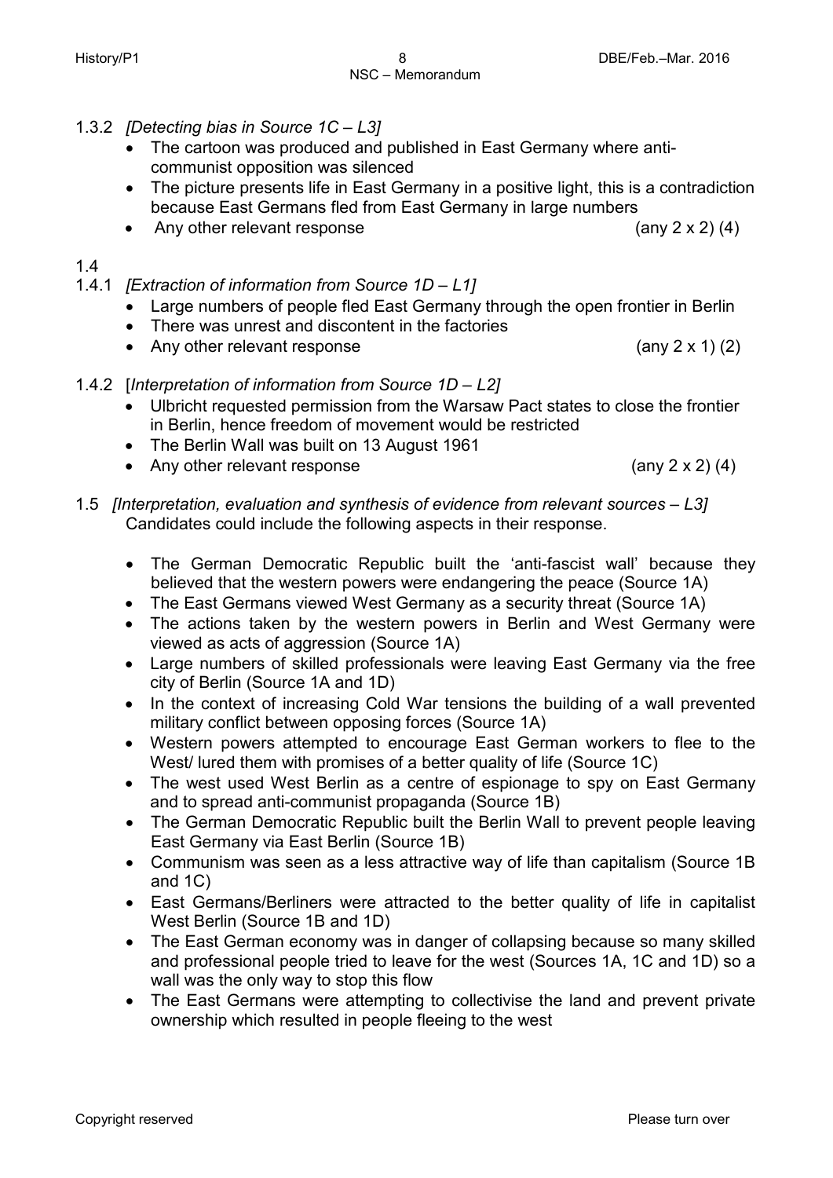1.3.2 *[Detecting bias in Source 1C – L3]*

- The cartoon was produced and published in East Germany where anti-communist opposition was silenced
- The picture presents life in East Germany in a positive light, this is a contradiction because East Germans fled from East Germany in large numbers
- Any other relevant response (any 2 x 2) (4)

1.4

1.4.1 *[Extraction of information from Source 1D – L1]*

- Large numbers of people fled East Germany through the open frontier in Berlin
- There was unrest and discontent in the factories
- Any other relevant response (any 2 x 1) (2)

1.4.2 [*Interpretation of information from Source 1D – L2]*

- Ulbricht requested permission from the Warsaw Pact states to close the frontier in Berlin, hence freedom of movement would be restricted
- The Berlin Wall was built on 13 August 1961
- Any other relevant response (any 2 x 2) (4)

1.5 *[Interpretation, evaluation and synthesis of evidence from relevant sources – L3]*
Candidates could include the following aspects in their response.

- The German Democratic Republic built the 'anti-fascist wall' because they believed that the western powers were endangering the peace (Source 1A)
- The East Germans viewed West Germany as a security threat (Source 1A)
- The actions taken by the western powers in Berlin and West Germany were viewed as acts of aggression (Source 1A)
- Large numbers of skilled professionals were leaving East Germany via the free city of Berlin (Source 1A and 1D)
- In the context of increasing Cold War tensions the building of a wall prevented military conflict between opposing forces (Source 1A)
- Western powers attempted to encourage East German workers to flee to the West/ lured them with promises of a better quality of life (Source 1C)
- The west used West Berlin as a centre of espionage to spy on East Germany and to spread anti-communist propaganda (Source 1B)
- The German Democratic Republic built the Berlin Wall to prevent people leaving East Germany via East Berlin (Source 1B)
- Communism was seen as a less attractive way of life than capitalism (Source 1B and 1C)
- East Germans/Berliners were attracted to the better quality of life in capitalist West Berlin (Source 1B and 1D)
- The East German economy was in danger of collapsing because so many skilled and professional people tried to leave for the west (Sources 1A, 1C and 1D) so a wall was the only way to stop this flow
- The East Germans were attempting to collectivise the land and prevent private ownership which resulted in people fleeing to the west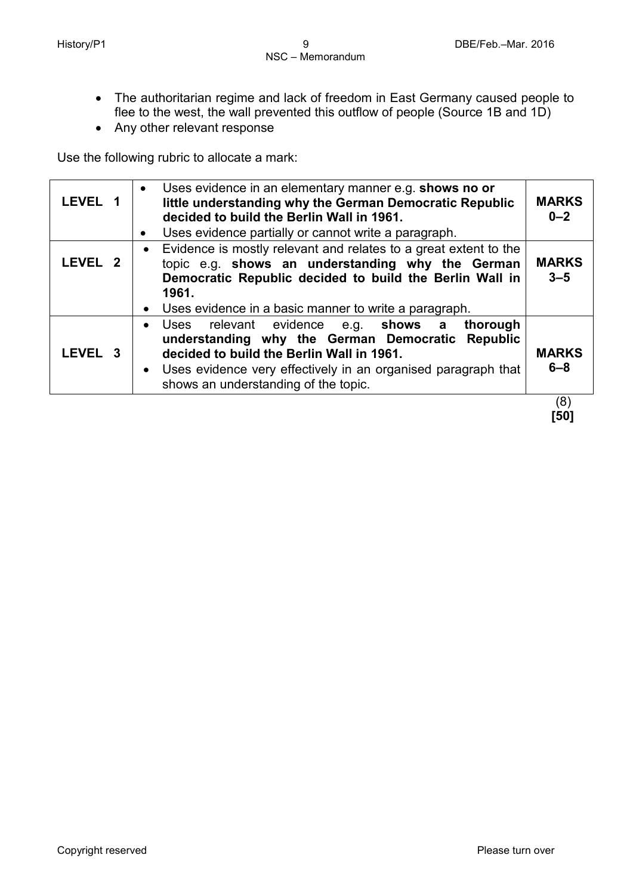- The authoritarian regime and lack of freedom in East Germany caused people to flee to the west, the wall prevented this outflow of people (Source 1B and 1D)
- Any other relevant response

Use the following rubric to allocate a mark:

| | | |
|---|---|---|
| **LEVEL 1** | • Uses evidence in an elementary manner e.g. **shows no or little understanding why the German Democratic Republic decided to build the Berlin Wall in 1961.**<br>• Uses evidence partially or cannot write a paragraph. | **MARKS 0–2** |
| **LEVEL 2** | • Evidence is mostly relevant and relates to a great extent to the topic e.g. **shows an understanding why the German Democratic Republic decided to build the Berlin Wall in 1961.**<br>• Uses evidence in a basic manner to write a paragraph. | **MARKS 3–5** |
| **LEVEL 3** | • Uses relevant evidence e.g. **shows a thorough understanding why the German Democratic Republic decided to build the Berlin Wall in 1961.**<br>• Uses evidence very effectively in an organised paragraph that shows an understanding of the topic. | **MARKS 6–8** |

(8)
**[50]**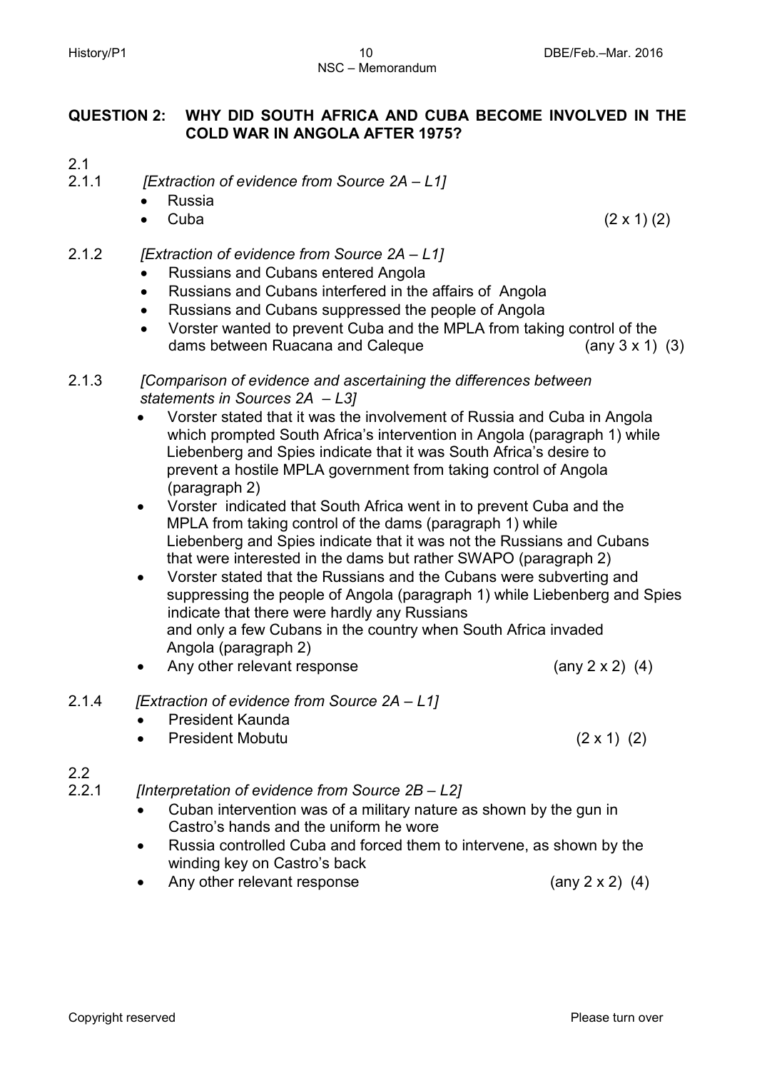## QUESTION 2: WHY DID SOUTH AFRICA AND CUBA BECOME INVOLVED IN THE COLD WAR IN ANGOLA AFTER 1975?

2.1

2.1.1 *[Extraction of evidence from Source 2A – L1]*

- Russia
- Cuba (2 x 1) (2)

2.1.2 *[Extraction of evidence from Source 2A – L1]*

- Russians and Cubans entered Angola
- Russians and Cubans interfered in the affairs of Angola
- Russians and Cubans suppressed the people of Angola
- Vorster wanted to prevent Cuba and the MPLA from taking control of the dams between Ruacana and Caleque (any 3 x 1) (3)

2.1.3 *[Comparison of evidence and ascertaining the differences between statements in Sources 2A – L3]*

- Vorster stated that it was the involvement of Russia and Cuba in Angola which prompted South Africa's intervention in Angola (paragraph 1) while Liebenberg and Spies indicate that it was South Africa's desire to prevent a hostile MPLA government from taking control of Angola (paragraph 2)
- Vorster indicated that South Africa went in to prevent Cuba and the MPLA from taking control of the dams (paragraph 1) while Liebenberg and Spies indicate that it was not the Russians and Cubans that were interested in the dams but rather SWAPO (paragraph 2)
- Vorster stated that the Russians and the Cubans were subverting and suppressing the people of Angola (paragraph 1) while Liebenberg and Spies indicate that there were hardly any Russians and only a few Cubans in the country when South Africa invaded Angola (paragraph 2)
- Any other relevant response (any 2 x 2) (4)

2.1.4 *[Extraction of evidence from Source 2A – L1]*

- President Kaunda
- President Mobutu (2 x 1) (2)

2.2

2.2.1 *[Interpretation of evidence from Source 2B – L2]*

- Cuban intervention was of a military nature as shown by the gun in Castro's hands and the uniform he wore
- Russia controlled Cuba and forced them to intervene, as shown by the winding key on Castro's back
- Any other relevant response (any 2 x 2) (4)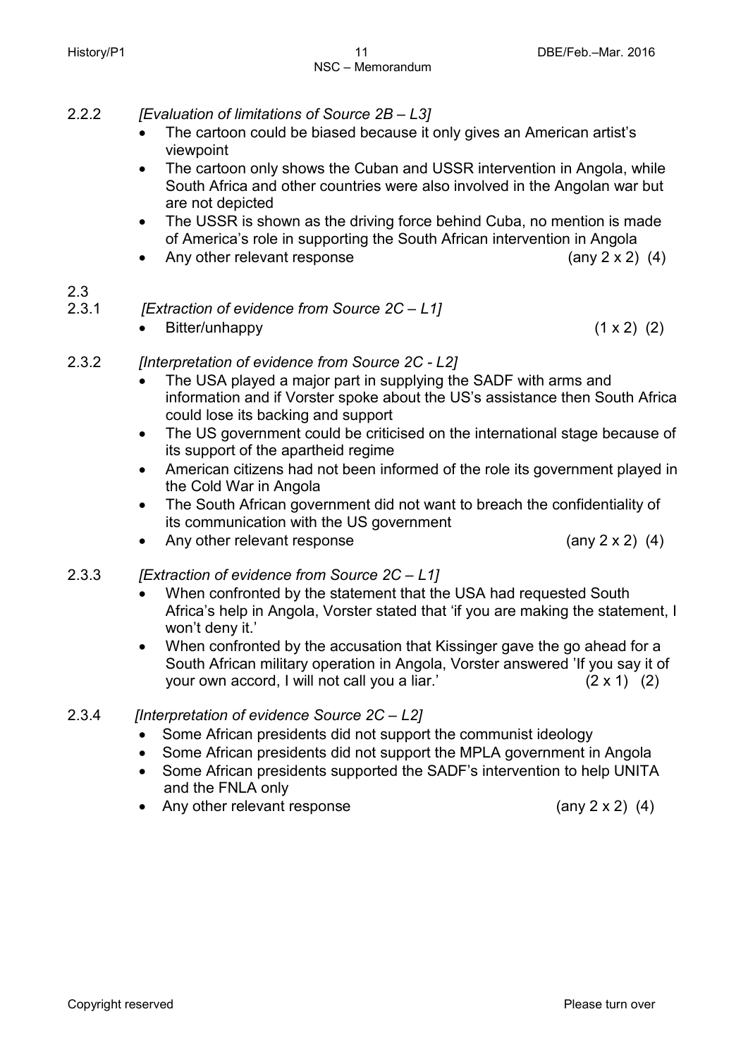2.2.2 *[Evaluation of limitations of Source 2B – L3]*

- The cartoon could be biased because it only gives an American artist's viewpoint
- The cartoon only shows the Cuban and USSR intervention in Angola, while South Africa and other countries were also involved in the Angolan war but are not depicted
- The USSR is shown as the driving force behind Cuba, no mention is made of America's role in supporting the South African intervention in Angola
- Any other relevant response (any 2 x 2) (4)

2.3

2.3.1 *[Extraction of evidence from Source 2C – L1]*

- Bitter/unhappy (1 x 2) (2)

2.3.2 *[Interpretation of evidence from Source 2C - L2]*

- The USA played a major part in supplying the SADF with arms and information and if Vorster spoke about the US's assistance then South Africa could lose its backing and support
- The US government could be criticised on the international stage because of its support of the apartheid regime
- American citizens had not been informed of the role its government played in the Cold War in Angola
- The South African government did not want to breach the confidentiality of its communication with the US government
- Any other relevant response (any 2 x 2) (4)

2.3.3 *[Extraction of evidence from Source 2C – L1]*

- When confronted by the statement that the USA had requested South Africa's help in Angola, Vorster stated that 'if you are making the statement, I won't deny it.'
- When confronted by the accusation that Kissinger gave the go ahead for a South African military operation in Angola, Vorster answered 'If you say it of your own accord, I will not call you a liar.' (2 x 1) (2)

2.3.4 *[Interpretation of evidence Source 2C – L2]*

- Some African presidents did not support the communist ideology
- Some African presidents did not support the MPLA government in Angola
- Some African presidents supported the SADF's intervention to help UNITA and the FNLA only
- Any other relevant response (any 2 x 2) (4)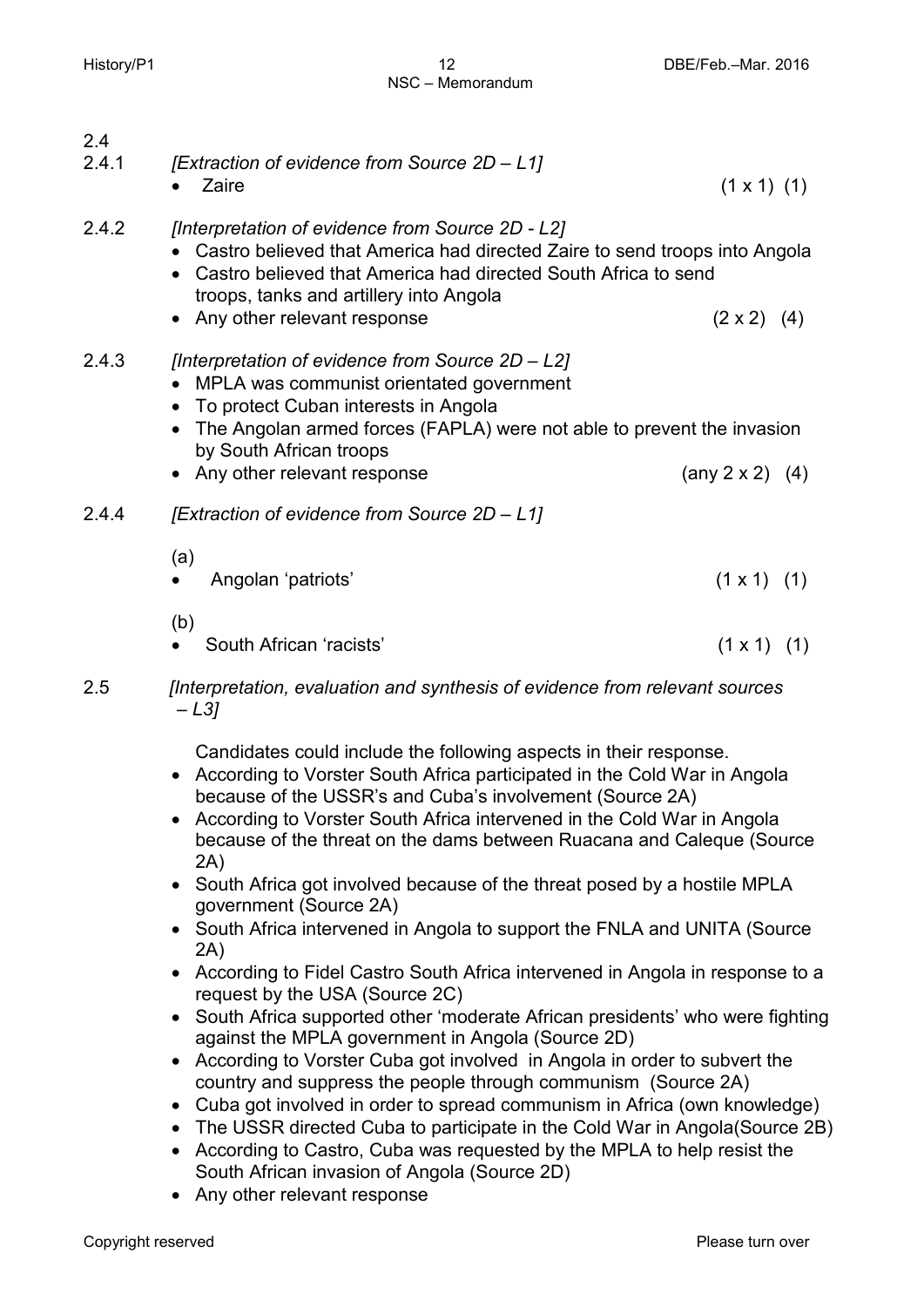2.4

2.4.1 *[Extraction of evidence from Source 2D – L1]*

- Zaire (1 x 1) (1)

2.4.2 *[Interpretation of evidence from Source 2D - L2]*

- Castro believed that America had directed Zaire to send troops into Angola
- Castro believed that America had directed South Africa to send troops, tanks and artillery into Angola
- Any other relevant response (2 x 2) (4)

2.4.3 *[Interpretation of evidence from Source 2D – L2]*

- MPLA was communist orientated government
- To protect Cuban interests in Angola
- The Angolan armed forces (FAPLA) were not able to prevent the invasion by South African troops
- Any other relevant response (any 2 x 2) (4)

2.4.4 *[Extraction of evidence from Source 2D – L1]*

(a)

- Angolan 'patriots' (1 x 1) (1)

(b)

- South African 'racists' (1 x 1) (1)

2.5 *[Interpretation, evaluation and synthesis of evidence from relevant sources – L3]*

Candidates could include the following aspects in their response.

- According to Vorster South Africa participated in the Cold War in Angola because of the USSR's and Cuba's involvement (Source 2A)
- According to Vorster South Africa intervened in the Cold War in Angola because of the threat on the dams between Ruacana and Caleque (Source 2A)
- South Africa got involved because of the threat posed by a hostile MPLA government (Source 2A)
- South Africa intervened in Angola to support the FNLA and UNITA (Source 2A)
- According to Fidel Castro South Africa intervened in Angola in response to a request by the USA (Source 2C)
- South Africa supported other 'moderate African presidents' who were fighting against the MPLA government in Angola (Source 2D)
- According to Vorster Cuba got involved in Angola in order to subvert the country and suppress the people through communism (Source 2A)
- Cuba got involved in order to spread communism in Africa (own knowledge)
- The USSR directed Cuba to participate in the Cold War in Angola(Source 2B)
- According to Castro, Cuba was requested by the MPLA to help resist the South African invasion of Angola (Source 2D)
- Any other relevant response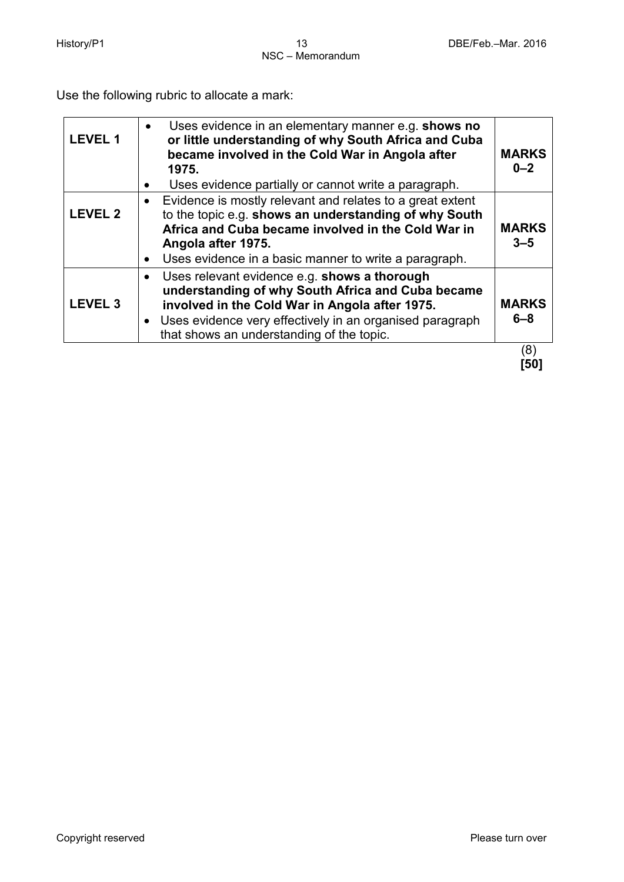Use the following rubric to allocate a mark:

| | | |
|---|---|---|
| **LEVEL 1** | • Uses evidence in an elementary manner e.g. **shows no or little understanding of why South Africa and Cuba became involved in the Cold War in Angola after 1975.**<br>• Uses evidence partially or cannot write a paragraph. | **MARKS 0–2** |
| **LEVEL 2** | • Evidence is mostly relevant and relates to a great extent to the topic e.g. **shows an understanding of why South Africa and Cuba became involved in the Cold War in Angola after 1975.**<br>• Uses evidence in a basic manner to write a paragraph. | **MARKS 3–5** |
| **LEVEL 3** | • Uses relevant evidence e.g. **shows a thorough understanding of why South Africa and Cuba became involved in the Cold War in Angola after 1975.**<br>• Uses evidence very effectively in an organised paragraph that shows an understanding of the topic. | **MARKS 6–8** |

(8)
**[50]**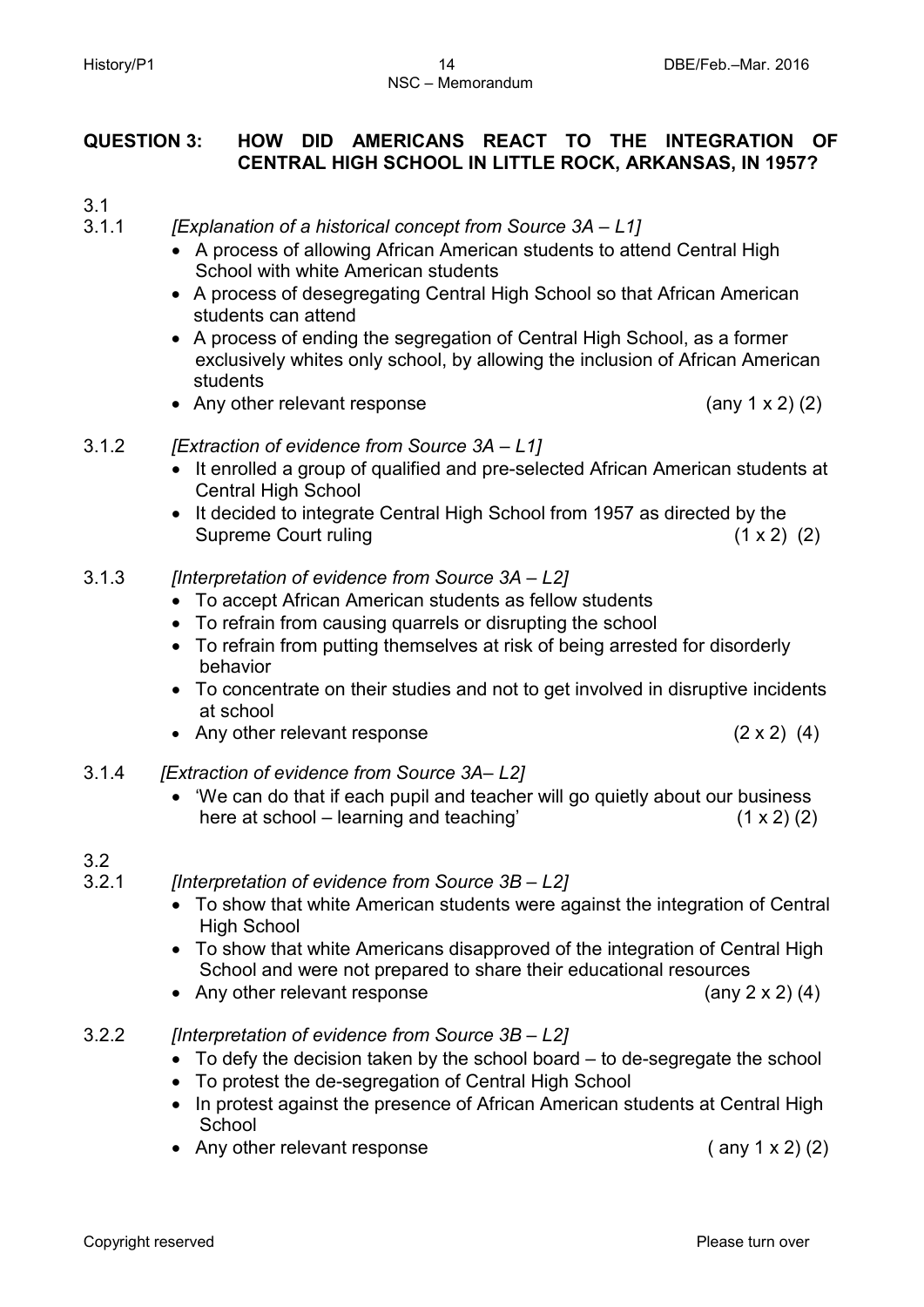## QUESTION 3: HOW DID AMERICANS REACT TO THE INTEGRATION OF CENTRAL HIGH SCHOOL IN LITTLE ROCK, ARKANSAS, IN 1957?

3.1

3.1.1 *[Explanation of a historical concept from Source 3A – L1]*

- A process of allowing African American students to attend Central High School with white American students
- A process of desegregating Central High School so that African American students can attend
- A process of ending the segregation of Central High School, as a former exclusively whites only school, by allowing the inclusion of African American students
- Any other relevant response (any 1 x 2) (2)

3.1.2 *[Extraction of evidence from Source 3A – L1]*

- It enrolled a group of qualified and pre-selected African American students at Central High School
- It decided to integrate Central High School from 1957 as directed by the Supreme Court ruling (1 x 2) (2)

3.1.3 *[Interpretation of evidence from Source 3A – L2]*

- To accept African American students as fellow students
- To refrain from causing quarrels or disrupting the school
- To refrain from putting themselves at risk of being arrested for disorderly behavior
- To concentrate on their studies and not to get involved in disruptive incidents at school
- Any other relevant response (2 x 2) (4)

3.1.4 *[Extraction of evidence from Source 3A– L2]*

- 'We can do that if each pupil and teacher will go quietly about our business here at school – learning and teaching' (1 x 2) (2)

3.2

3.2.1 *[Interpretation of evidence from Source 3B – L2]*

- To show that white American students were against the integration of Central High School
- To show that white Americans disapproved of the integration of Central High School and were not prepared to share their educational resources
- Any other relevant response (any 2 x 2) (4)

3.2.2 *[Interpretation of evidence from Source 3B – L2]*

- To defy the decision taken by the school board – to de-segregate the school
- To protest the de-segregation of Central High School
- In protest against the presence of African American students at Central High School
- Any other relevant response ( any 1 x 2) (2)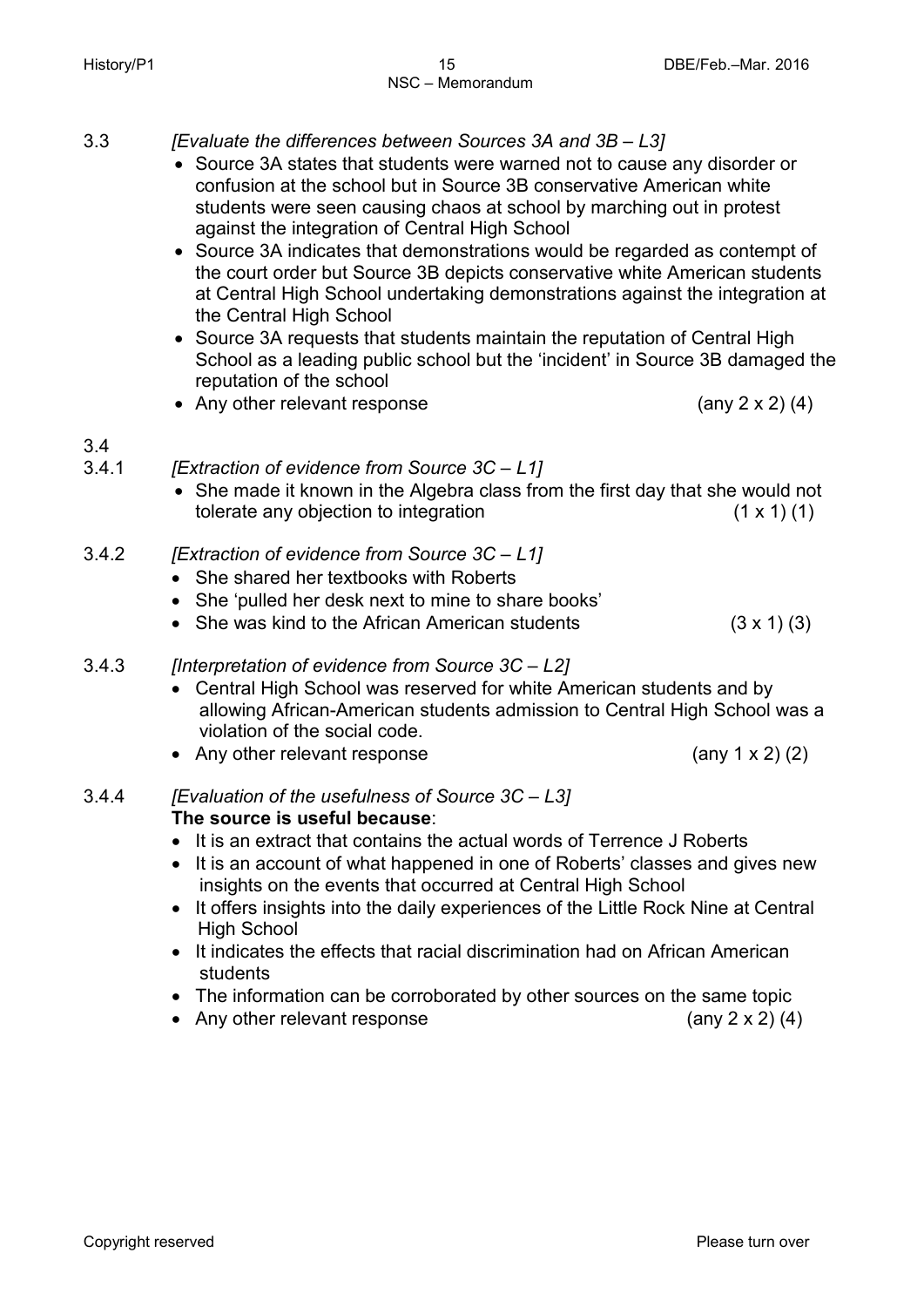3.3 *[Evaluate the differences between Sources 3A and 3B – L3]*

- Source 3A states that students were warned not to cause any disorder or confusion at the school but in Source 3B conservative American white students were seen causing chaos at school by marching out in protest against the integration of Central High School
- Source 3A indicates that demonstrations would be regarded as contempt of the court order but Source 3B depicts conservative white American students at Central High School undertaking demonstrations against the integration at the Central High School
- Source 3A requests that students maintain the reputation of Central High School as a leading public school but the 'incident' in Source 3B damaged the reputation of the school
- Any other relevant response (any 2 x 2) (4)

3.4

3.4.1 *[Extraction of evidence from Source 3C – L1]*

- She made it known in the Algebra class from the first day that she would not tolerate any objection to integration (1 x 1) (1)

3.4.2 *[Extraction of evidence from Source 3C – L1]*

- She shared her textbooks with Roberts
- She 'pulled her desk next to mine to share books'
- She was kind to the African American students (3 x 1) (3)

3.4.3 *[Interpretation of evidence from Source 3C – L2]*

- Central High School was reserved for white American students and by allowing African-American students admission to Central High School was a violation of the social code.
- Any other relevant response (any 1 x 2) (2)

3.4.4 *[Evaluation of the usefulness of Source 3C – L3]*

**The source is useful because**:

- It is an extract that contains the actual words of Terrence J Roberts
- It is an account of what happened in one of Roberts' classes and gives new insights on the events that occurred at Central High School
- It offers insights into the daily experiences of the Little Rock Nine at Central High School
- It indicates the effects that racial discrimination had on African American students
- The information can be corroborated by other sources on the same topic
- Any other relevant response (any 2 x 2) (4)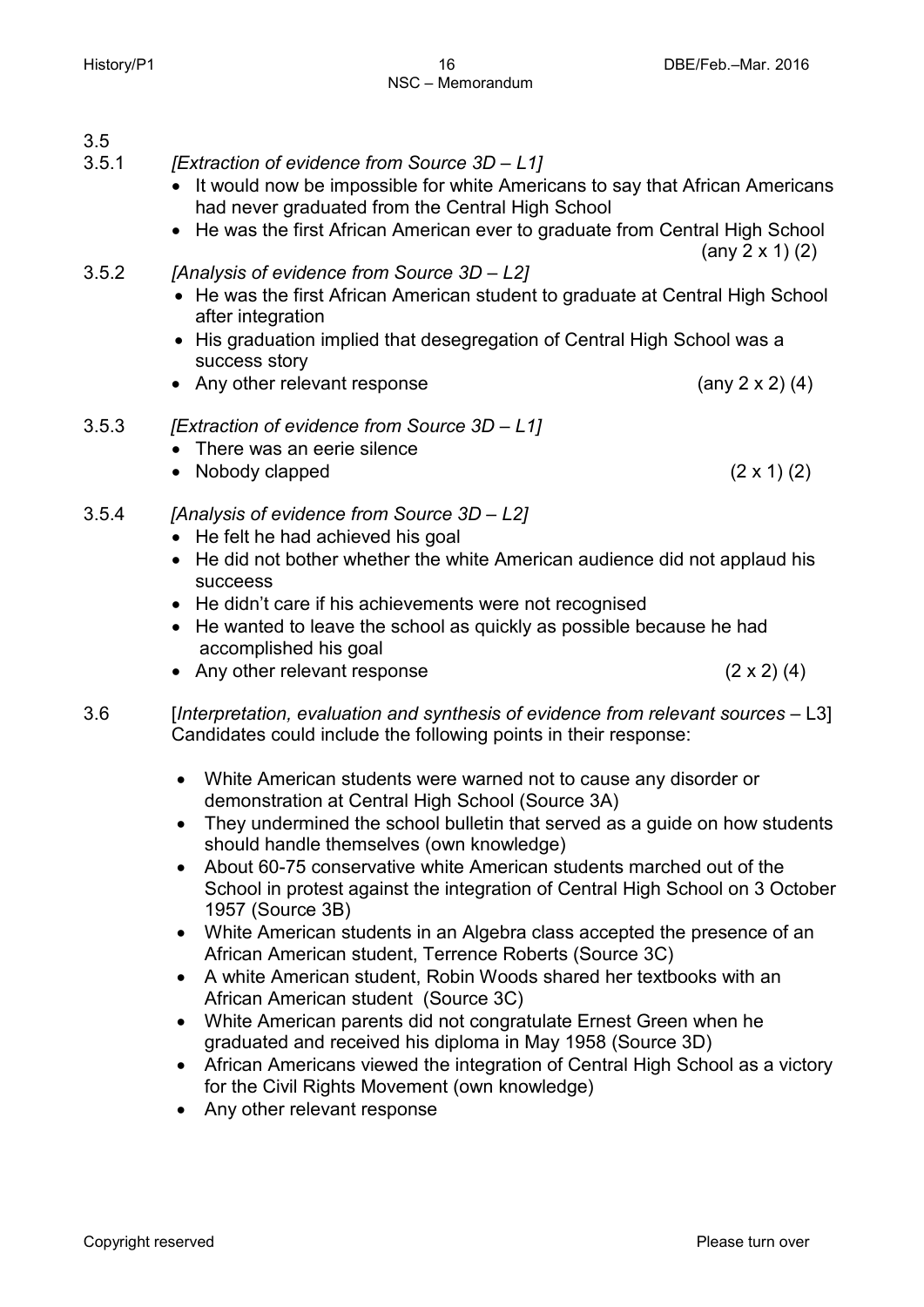3.5

3.5.1 *[Extraction of evidence from Source 3D – L1]*

- It would now be impossible for white Americans to say that African Americans had never graduated from the Central High School
- He was the first African American ever to graduate from Central High School (any 2 x 1) (2)

3.5.2 *[Analysis of evidence from Source 3D – L2]*

- He was the first African American student to graduate at Central High School after integration
- His graduation implied that desegregation of Central High School was a success story
- Any other relevant response (any 2 x 2) (4)

3.5.3 *[Extraction of evidence from Source 3D – L1]*

- There was an eerie silence
- Nobody clapped (2 x 1) (2)

3.5.4 *[Analysis of evidence from Source 3D – L2]*

- He felt he had achieved his goal
- He did not bother whether the white American audience did not applaud his succeess
- He didn't care if his achievements were not recognised
- He wanted to leave the school as quickly as possible because he had accomplished his goal
- Any other relevant response (2 x 2) (4)

3.6 [*Interpretation, evaluation and synthesis of evidence from relevant sources* – L3]
Candidates could include the following points in their response:

- White American students were warned not to cause any disorder or demonstration at Central High School (Source 3A)
- They undermined the school bulletin that served as a guide on how students should handle themselves (own knowledge)
- About 60-75 conservative white American students marched out of the School in protest against the integration of Central High School on 3 October 1957 (Source 3B)
- White American students in an Algebra class accepted the presence of an African American student, Terrence Roberts (Source 3C)
- A white American student, Robin Woods shared her textbooks with an African American student (Source 3C)
- White American parents did not congratulate Ernest Green when he graduated and received his diploma in May 1958 (Source 3D)
- African Americans viewed the integration of Central High School as a victory for the Civil Rights Movement (own knowledge)
- Any other relevant response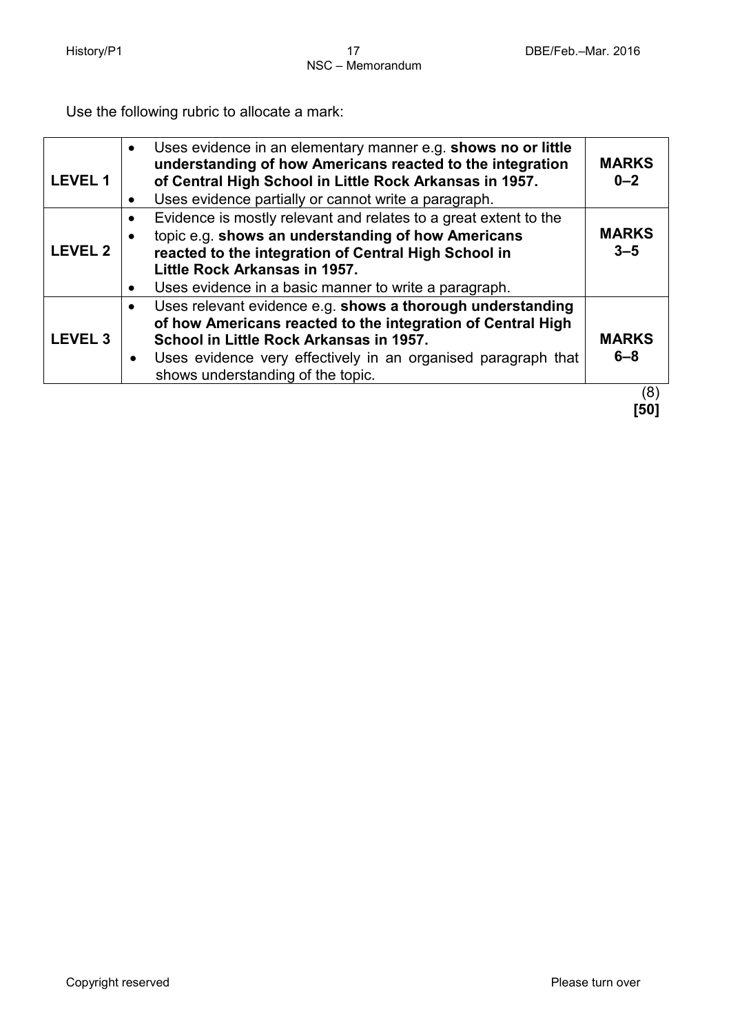Use the following rubric to allocate a mark:

| | | |
|---|---|---|
| **LEVEL 1** | • Uses evidence in an elementary manner e.g. **shows no or little understanding of how Americans reacted to the integration of Central High School in Little Rock Arkansas in 1957.**<br>• Uses evidence partially or cannot write a paragraph. | **MARKS 0–2** |
| **LEVEL 2** | • Evidence is mostly relevant and relates to a great extent to the<br>• topic e.g. **shows an understanding of how Americans reacted to the integration of Central High School in Little Rock Arkansas in 1957.**<br>• Uses evidence in a basic manner to write a paragraph. | **MARKS 3–5** |
| **LEVEL 3** | • Uses relevant evidence e.g. **shows a thorough understanding of how Americans reacted to the integration of Central High School in Little Rock Arkansas in 1957.**<br>• Uses evidence very effectively in an organised paragraph that shows understanding of the topic. | **MARKS 6–8** |

(8)
**[50]**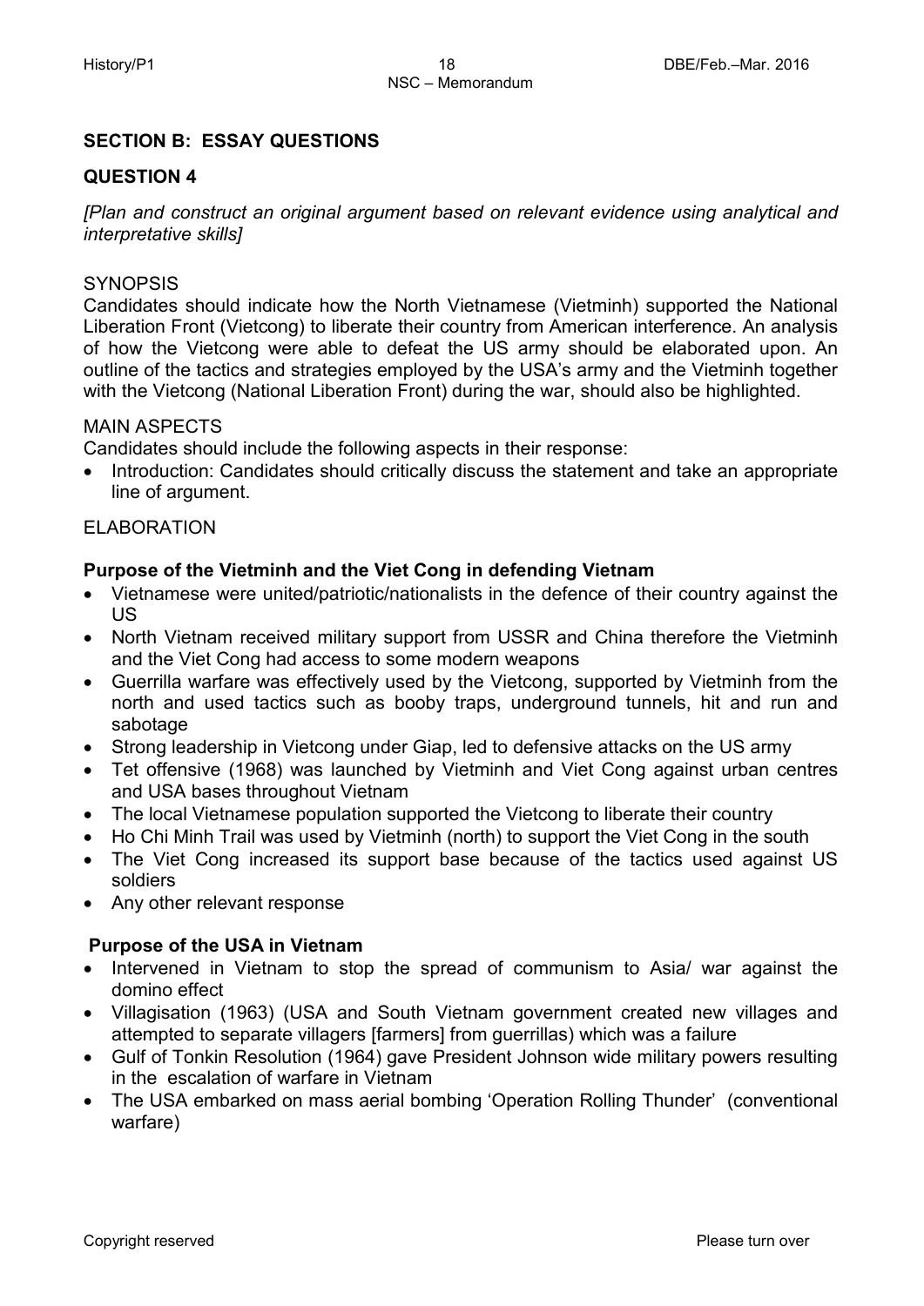**SECTION B: ESSAY QUESTIONS**

**QUESTION 4**

*[Plan and construct an original argument based on relevant evidence using analytical and interpretative skills]*

SYNOPSIS

Candidates should indicate how the North Vietnamese (Vietminh) supported the National Liberation Front (Vietcong) to liberate their country from American interference. An analysis of how the Vietcong were able to defeat the US army should be elaborated upon. An outline of the tactics and strategies employed by the USA's army and the Vietminh together with the Vietcong (National Liberation Front) during the war, should also be highlighted.

MAIN ASPECTS

Candidates should include the following aspects in their response:

- Introduction: Candidates should critically discuss the statement and take an appropriate line of argument.

ELABORATION

**Purpose of the Vietminh and the Viet Cong in defending Vietnam**

- Vietnamese were united/patriotic/nationalists in the defence of their country against the US
- North Vietnam received military support from USSR and China therefore the Vietminh and the Viet Cong had access to some modern weapons
- Guerrilla warfare was effectively used by the Vietcong, supported by Vietminh from the north and used tactics such as booby traps, underground tunnels, hit and run and sabotage
- Strong leadership in Vietcong under Giap, led to defensive attacks on the US army
- Tet offensive (1968) was launched by Vietminh and Viet Cong against urban centres and USA bases throughout Vietnam
- The local Vietnamese population supported the Vietcong to liberate their country
- Ho Chi Minh Trail was used by Vietminh (north) to support the Viet Cong in the south
- The Viet Cong increased its support base because of the tactics used against US soldiers
- Any other relevant response

**Purpose of the USA in Vietnam**

- Intervened in Vietnam to stop the spread of communism to Asia/ war against the domino effect
- Villagisation (1963) (USA and South Vietnam government created new villages and attempted to separate villagers [farmers] from guerrillas) which was a failure
- Gulf of Tonkin Resolution (1964) gave President Johnson wide military powers resulting in the escalation of warfare in Vietnam
- The USA embarked on mass aerial bombing 'Operation Rolling Thunder' (conventional warfare)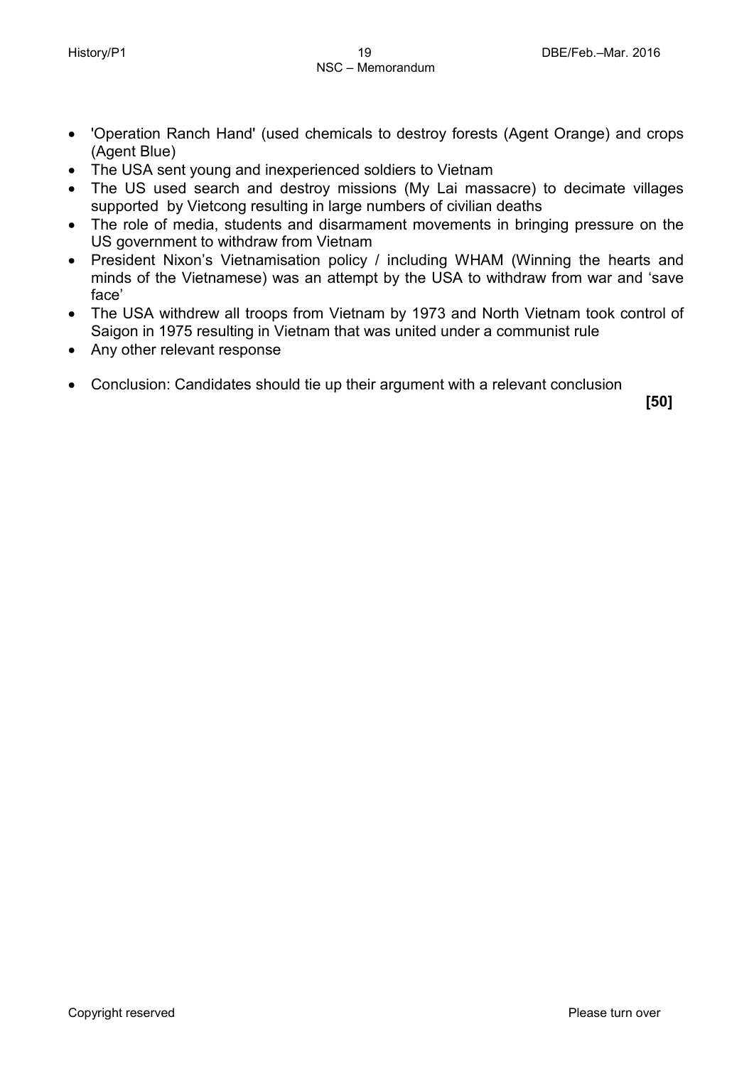- 'Operation Ranch Hand' (used chemicals to destroy forests (Agent Orange) and crops (Agent Blue)
- The USA sent young and inexperienced soldiers to Vietnam
- The US used search and destroy missions (My Lai massacre) to decimate villages supported by Vietcong resulting in large numbers of civilian deaths
- The role of media, students and disarmament movements in bringing pressure on the US government to withdraw from Vietnam
- President Nixon's Vietnamisation policy / including WHAM (Winning the hearts and minds of the Vietnamese) was an attempt by the USA to withdraw from war and 'save face'
- The USA withdrew all troops from Vietnam by 1973 and North Vietnam took control of Saigon in 1975 resulting in Vietnam that was united under a communist rule
- Any other relevant response

- Conclusion: Candidates should tie up their argument with a relevant conclusion

**[50]**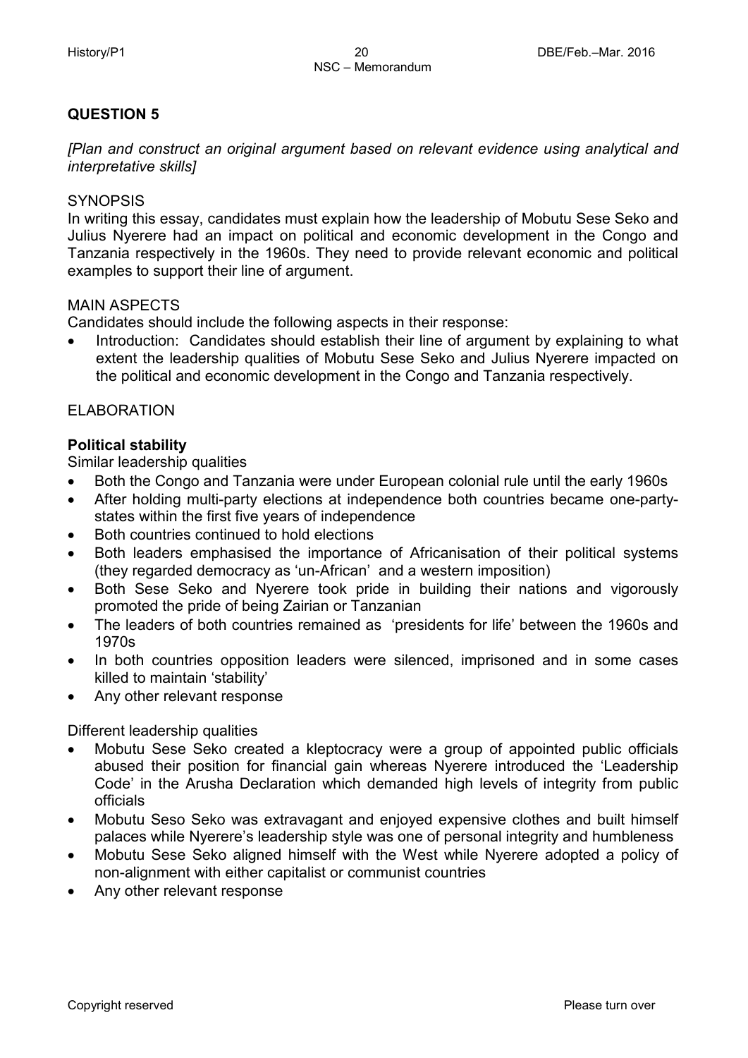## QUESTION 5

*[Plan and construct an original argument based on relevant evidence using analytical and interpretative skills]*

SYNOPSIS

In writing this essay, candidates must explain how the leadership of Mobutu Sese Seko and Julius Nyerere had an impact on political and economic development in the Congo and Tanzania respectively in the 1960s. They need to provide relevant economic and political examples to support their line of argument.

MAIN ASPECTS

Candidates should include the following aspects in their response:

- Introduction: Candidates should establish their line of argument by explaining to what extent the leadership qualities of Mobutu Sese Seko and Julius Nyerere impacted on the political and economic development in the Congo and Tanzania respectively.

ELABORATION

**Political stability**

Similar leadership qualities

- Both the Congo and Tanzania were under European colonial rule until the early 1960s
- After holding multi-party elections at independence both countries became one-party-states within the first five years of independence
- Both countries continued to hold elections
- Both leaders emphasised the importance of Africanisation of their political systems (they regarded democracy as 'un-African' and a western imposition)
- Both Sese Seko and Nyerere took pride in building their nations and vigorously promoted the pride of being Zairian or Tanzanian
- The leaders of both countries remained as 'presidents for life' between the 1960s and 1970s
- In both countries opposition leaders were silenced, imprisoned and in some cases killed to maintain 'stability'
- Any other relevant response

Different leadership qualities

- Mobutu Sese Seko created a kleptocracy were a group of appointed public officials abused their position for financial gain whereas Nyerere introduced the 'Leadership Code' in the Arusha Declaration which demanded high levels of integrity from public officials
- Mobutu Seso Seko was extravagant and enjoyed expensive clothes and built himself palaces while Nyerere's leadership style was one of personal integrity and humbleness
- Mobutu Sese Seko aligned himself with the West while Nyerere adopted a policy of non-alignment with either capitalist or communist countries
- Any other relevant response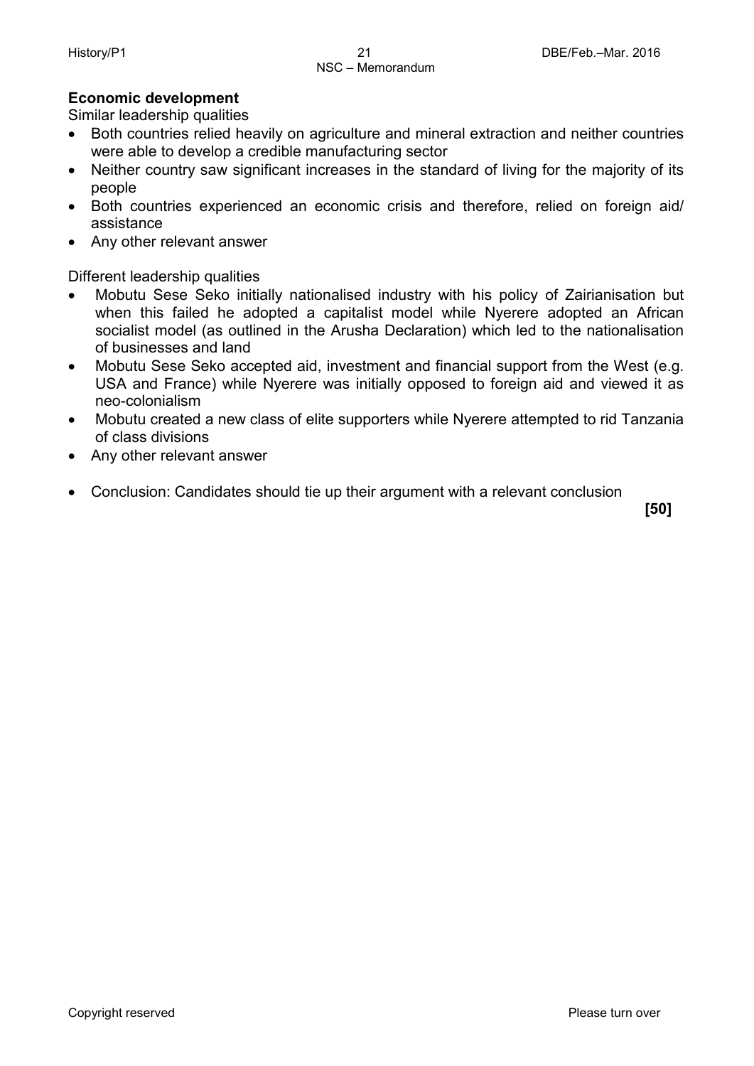**Economic development**

Similar leadership qualities

- Both countries relied heavily on agriculture and mineral extraction and neither countries were able to develop a credible manufacturing sector
- Neither country saw significant increases in the standard of living for the majority of its people
- Both countries experienced an economic crisis and therefore, relied on foreign aid/ assistance
- Any other relevant answer

Different leadership qualities

- Mobutu Sese Seko initially nationalised industry with his policy of Zairianisation but when this failed he adopted a capitalist model while Nyerere adopted an African socialist model (as outlined in the Arusha Declaration) which led to the nationalisation of businesses and land
- Mobutu Sese Seko accepted aid, investment and financial support from the West (e.g. USA and France) while Nyerere was initially opposed to foreign aid and viewed it as neo-colonialism
- Mobutu created a new class of elite supporters while Nyerere attempted to rid Tanzania of class divisions
- Any other relevant answer

- Conclusion: Candidates should tie up their argument with a relevant conclusion

**[50]**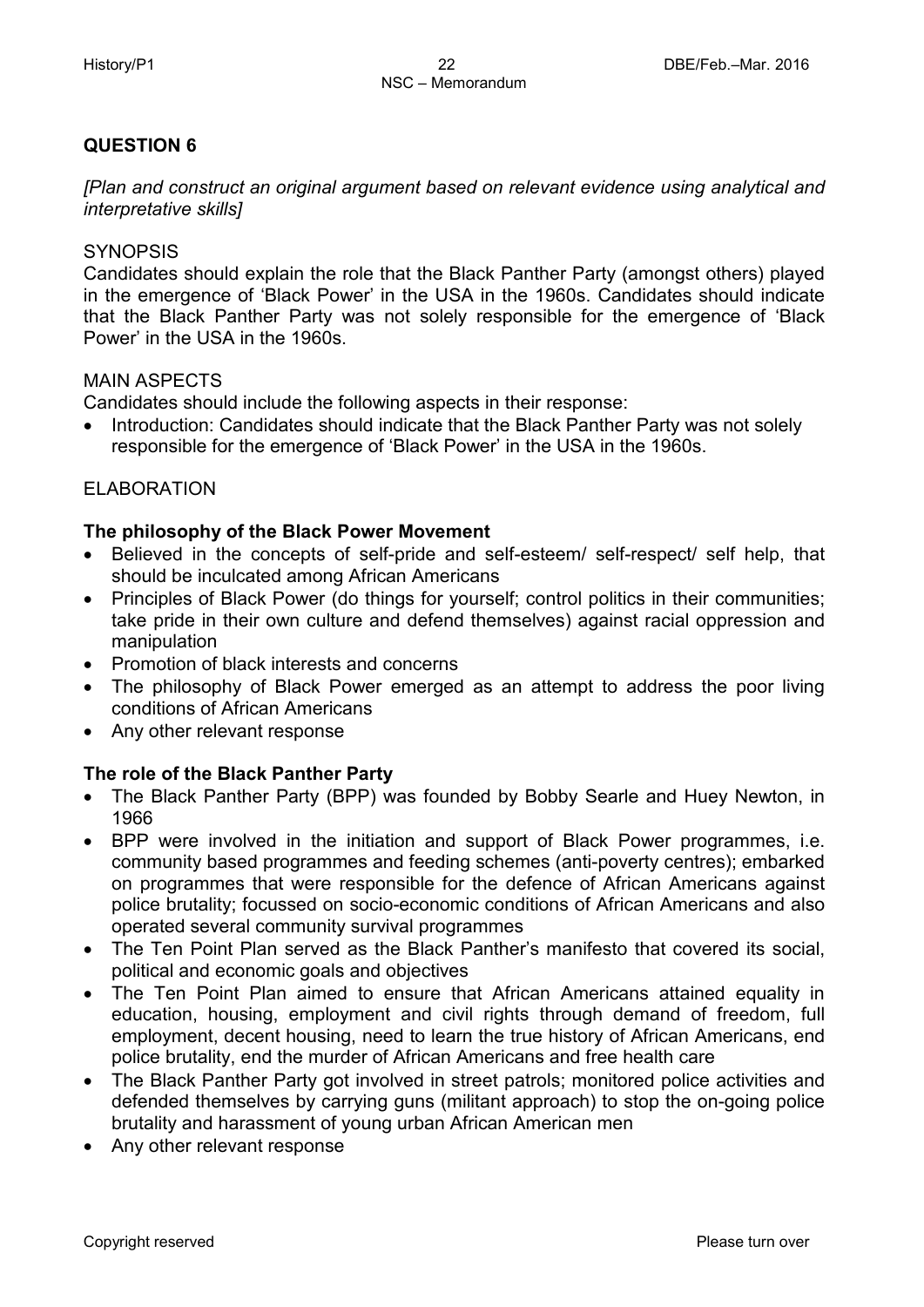## QUESTION 6

*[Plan and construct an original argument based on relevant evidence using analytical and interpretative skills]*

SYNOPSIS

Candidates should explain the role that the Black Panther Party (amongst others) played in the emergence of 'Black Power' in the USA in the 1960s. Candidates should indicate that the Black Panther Party was not solely responsible for the emergence of 'Black Power' in the USA in the 1960s.

MAIN ASPECTS

Candidates should include the following aspects in their response:

- Introduction: Candidates should indicate that the Black Panther Party was not solely responsible for the emergence of 'Black Power' in the USA in the 1960s.

ELABORATION

**The philosophy of the Black Power Movement**

- Believed in the concepts of self-pride and self-esteem/ self-respect/ self help, that should be inculcated among African Americans
- Principles of Black Power (do things for yourself; control politics in their communities; take pride in their own culture and defend themselves) against racial oppression and manipulation
- Promotion of black interests and concerns
- The philosophy of Black Power emerged as an attempt to address the poor living conditions of African Americans
- Any other relevant response

**The role of the Black Panther Party**

- The Black Panther Party (BPP) was founded by Bobby Searle and Huey Newton, in 1966
- BPP were involved in the initiation and support of Black Power programmes, i.e. community based programmes and feeding schemes (anti-poverty centres); embarked on programmes that were responsible for the defence of African Americans against police brutality; focussed on socio-economic conditions of African Americans and also operated several community survival programmes
- The Ten Point Plan served as the Black Panther's manifesto that covered its social, political and economic goals and objectives
- The Ten Point Plan aimed to ensure that African Americans attained equality in education, housing, employment and civil rights through demand of freedom, full employment, decent housing, need to learn the true history of African Americans, end police brutality, end the murder of African Americans and free health care
- The Black Panther Party got involved in street patrols; monitored police activities and defended themselves by carrying guns (militant approach) to stop the on-going police brutality and harassment of young urban African American men
- Any other relevant response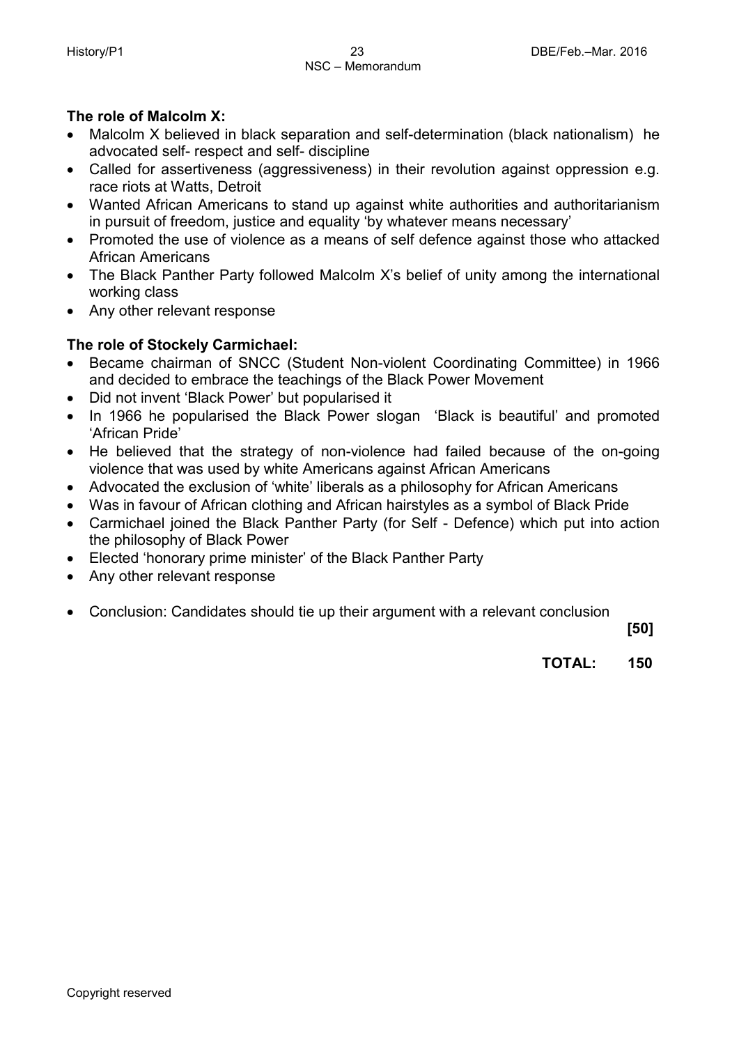**The role of Malcolm X:**

- Malcolm X believed in black separation and self-determination (black nationalism) he advocated self- respect and self- discipline
- Called for assertiveness (aggressiveness) in their revolution against oppression e.g. race riots at Watts, Detroit
- Wanted African Americans to stand up against white authorities and authoritarianism in pursuit of freedom, justice and equality 'by whatever means necessary'
- Promoted the use of violence as a means of self defence against those who attacked African Americans
- The Black Panther Party followed Malcolm X's belief of unity among the international working class
- Any other relevant response

**The role of Stockely Carmichael:**

- Became chairman of SNCC (Student Non-violent Coordinating Committee) in 1966 and decided to embrace the teachings of the Black Power Movement
- Did not invent 'Black Power' but popularised it
- In 1966 he popularised the Black Power slogan 'Black is beautiful' and promoted 'African Pride'
- He believed that the strategy of non-violence had failed because of the on-going violence that was used by white Americans against African Americans
- Advocated the exclusion of 'white' liberals as a philosophy for African Americans
- Was in favour of African clothing and African hairstyles as a symbol of Black Pride
- Carmichael joined the Black Panther Party (for Self - Defence) which put into action the philosophy of Black Power
- Elected 'honorary prime minister' of the Black Panther Party
- Any other relevant response

- Conclusion: Candidates should tie up their argument with a relevant conclusion

**[50]**

**TOTAL: 150**